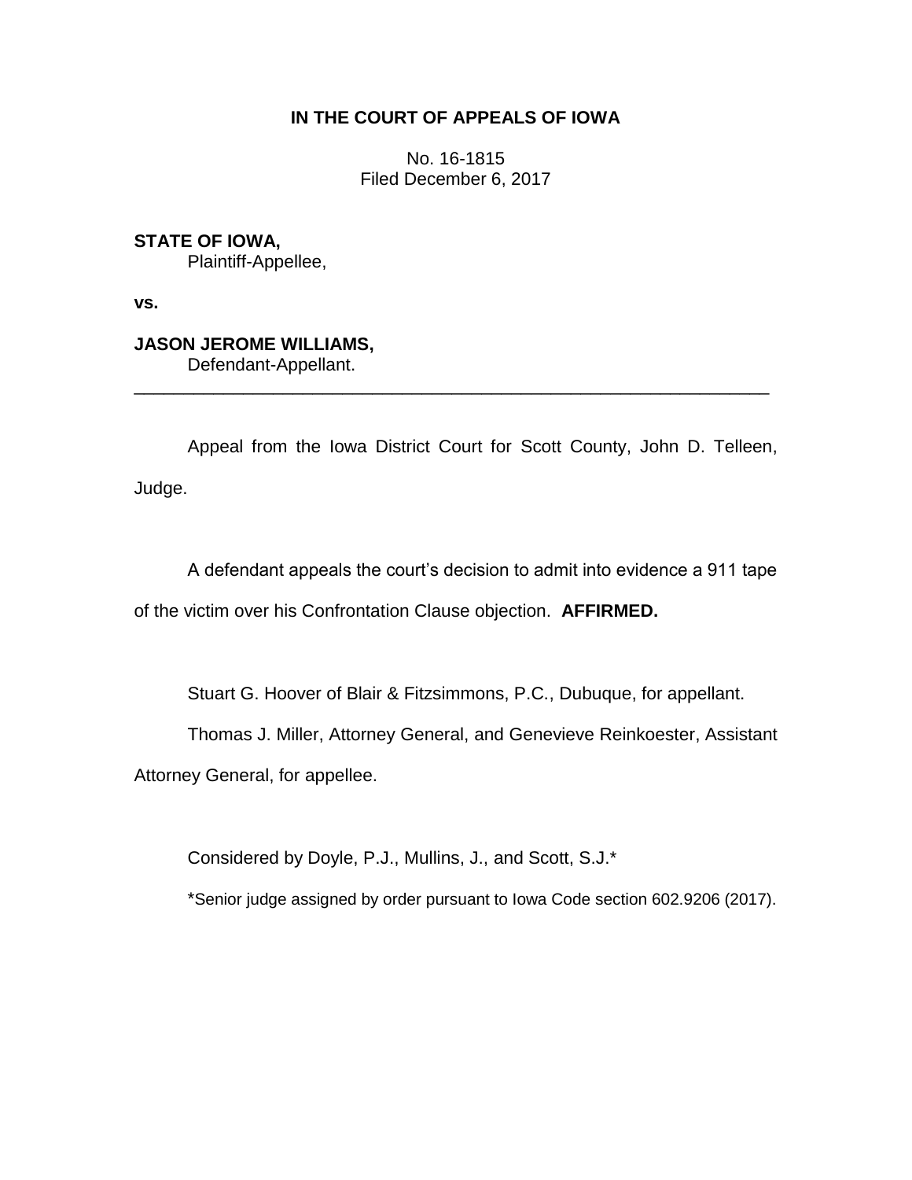**IN THE COURT OF APPEALS OF IOWA**

No. 16-1815
Filed December 6, 2017

**STATE OF IOWA,**
Plaintiff-Appellee,

**vs.**

**JASON JEROME WILLIAMS,**
Defendant-Appellant.

---

Appeal from the Iowa District Court for Scott County, John D. Telleen, Judge.

A defendant appeals the court's decision to admit into evidence a 911 tape of the victim over his Confrontation Clause objection. **AFFIRMED.**

Stuart G. Hoover of Blair & Fitzsimmons, P.C., Dubuque, for appellant.

Thomas J. Miller, Attorney General, and Genevieve Reinkoester, Assistant Attorney General, for appellee.

Considered by Doyle, P.J., Mullins, J., and Scott, S.J.*

*Senior judge assigned by order pursuant to Iowa Code section 602.9206 (2017).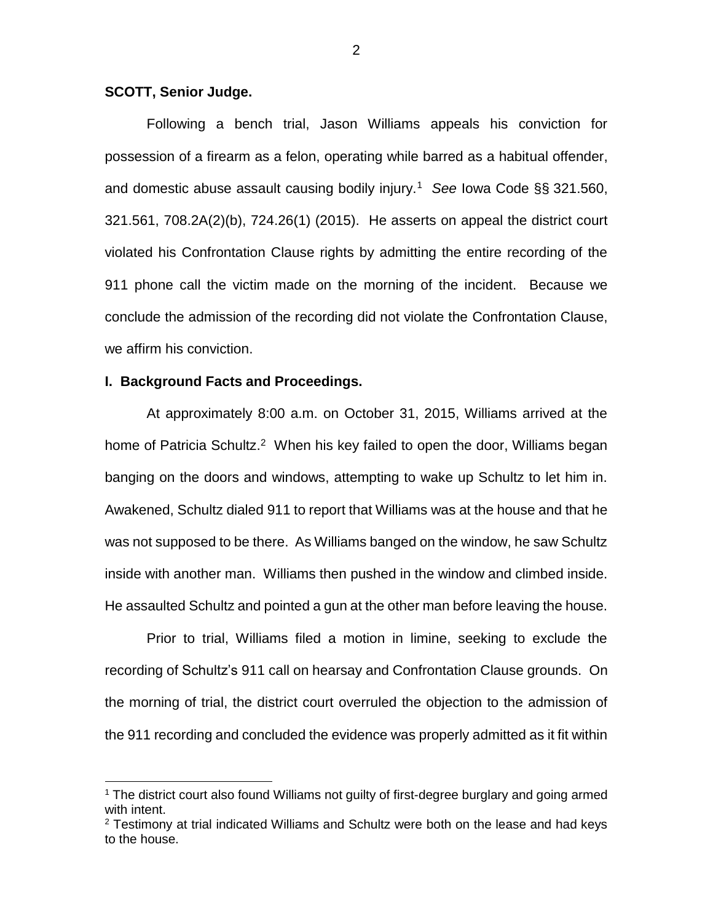**SCOTT, Senior Judge.**

Following a bench trial, Jason Williams appeals his conviction for possession of a firearm as a felon, operating while barred as a habitual offender, and domestic abuse assault causing bodily injury.[1] *See* Iowa Code §§ 321.560, 321.561, 708.2A(2)(b), 724.26(1) (2015). He asserts on appeal the district court violated his Confrontation Clause rights by admitting the entire recording of the 911 phone call the victim made on the morning of the incident. Because we conclude the admission of the recording did not violate the Confrontation Clause, we affirm his conviction.

## I. Background Facts and Proceedings.

At approximately 8:00 a.m. on October 31, 2015, Williams arrived at the home of Patricia Schultz.[2] When his key failed to open the door, Williams began banging on the doors and windows, attempting to wake up Schultz to let him in. Awakened, Schultz dialed 911 to report that Williams was at the house and that he was not supposed to be there. As Williams banged on the window, he saw Schultz inside with another man. Williams then pushed in the window and climbed inside. He assaulted Schultz and pointed a gun at the other man before leaving the house.

Prior to trial, Williams filed a motion in limine, seeking to exclude the recording of Schultz's 911 call on hearsay and Confrontation Clause grounds. On the morning of trial, the district court overruled the objection to the admission of the 911 recording and concluded the evidence was properly admitted as it fit within

---

[1] The district court also found Williams not guilty of first-degree burglary and going armed with intent.

[2] Testimony at trial indicated Williams and Schultz were both on the lease and had keys to the house.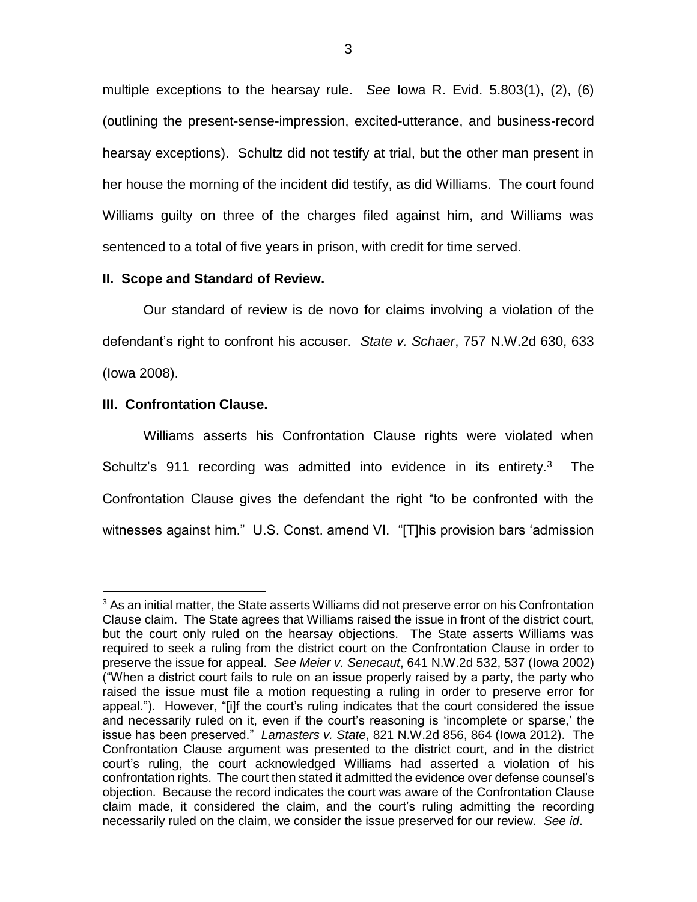multiple exceptions to the hearsay rule. *See* Iowa R. Evid. 5.803(1), (2), (6) (outlining the present-sense-impression, excited-utterance, and business-record hearsay exceptions). Schultz did not testify at trial, but the other man present in her house the morning of the incident did testify, as did Williams. The court found Williams guilty on three of the charges filed against him, and Williams was sentenced to a total of five years in prison, with credit for time served.

## II. Scope and Standard of Review.

Our standard of review is de novo for claims involving a violation of the defendant's right to confront his accuser. *State v. Schaer*, 757 N.W.2d 630, 633 (Iowa 2008).

## III. Confrontation Clause.

Williams asserts his Confrontation Clause rights were violated when Schultz's 911 recording was admitted into evidence in its entirety.[3] The Confrontation Clause gives the defendant the right "to be confronted with the witnesses against him." U.S. Const. amend VI. "[T]his provision bars 'admission

---

[3] As an initial matter, the State asserts Williams did not preserve error on his Confrontation Clause claim. The State agrees that Williams raised the issue in front of the district court, but the court only ruled on the hearsay objections. The State asserts Williams was required to seek a ruling from the district court on the Confrontation Clause in order to preserve the issue for appeal. *See Meier v. Senecaut*, 641 N.W.2d 532, 537 (Iowa 2002) ("When a district court fails to rule on an issue properly raised by a party, the party who raised the issue must file a motion requesting a ruling in order to preserve error for appeal."). However, "[i]f the court's ruling indicates that the court considered the issue and necessarily ruled on it, even if the court's reasoning is 'incomplete or sparse,' the issue has been preserved." *Lamasters v. State*, 821 N.W.2d 856, 864 (Iowa 2012). The Confrontation Clause argument was presented to the district court, and in the district court's ruling, the court acknowledged Williams had asserted a violation of his confrontation rights. The court then stated it admitted the evidence over defense counsel's objection. Because the record indicates the court was aware of the Confrontation Clause claim made, it considered the claim, and the court's ruling admitting the recording necessarily ruled on the claim, we consider the issue preserved for our review. *See id*.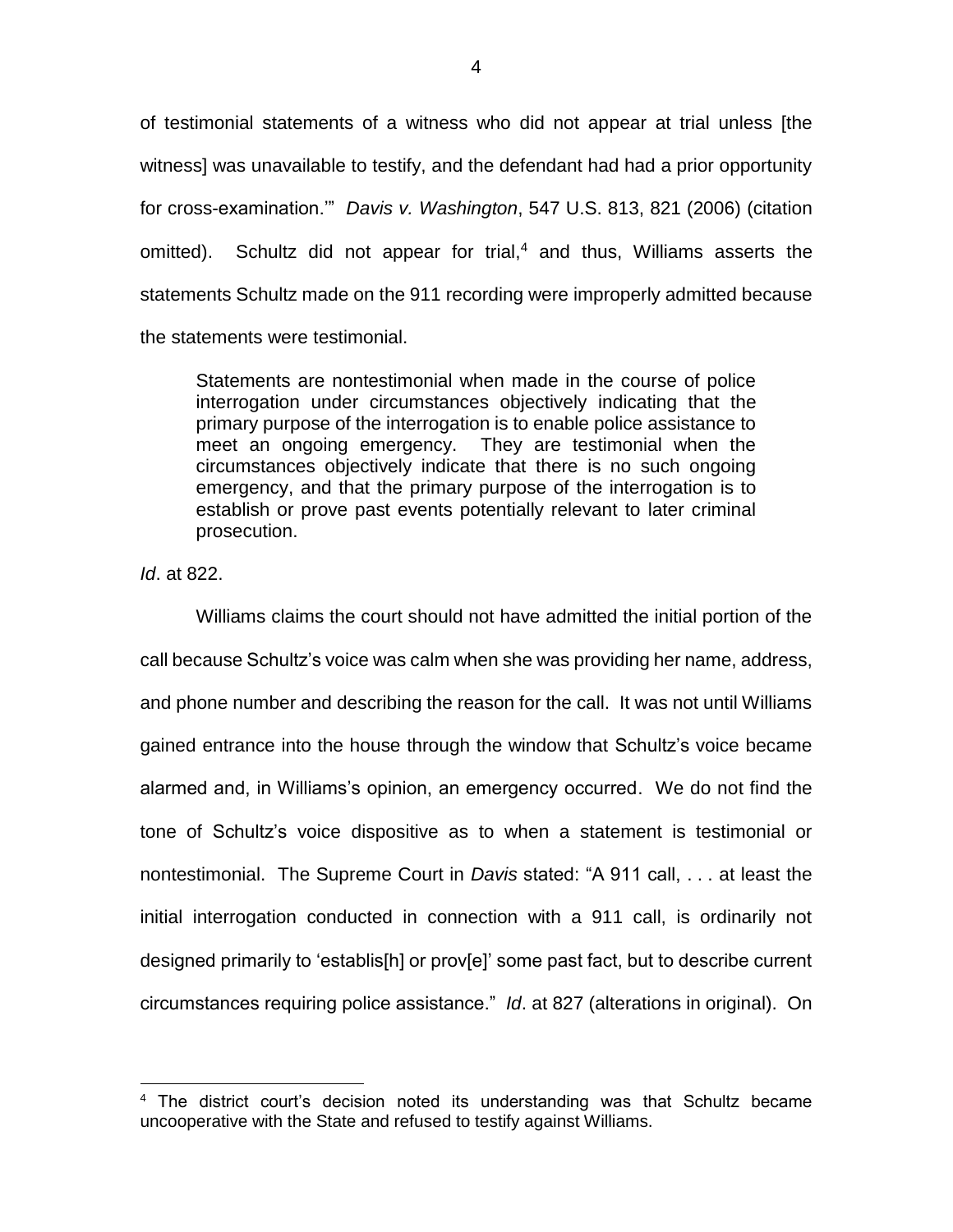of testimonial statements of a witness who did not appear at trial unless [the witness] was unavailable to testify, and the defendant had had a prior opportunity for cross-examination.'" *Davis v. Washington*, 547 U.S. 813, 821 (2006) (citation omitted). Schultz did not appear for trial,[4] and thus, Williams asserts the statements Schultz made on the 911 recording were improperly admitted because the statements were testimonial.

> Statements are nontestimonial when made in the course of police interrogation under circumstances objectively indicating that the primary purpose of the interrogation is to enable police assistance to meet an ongoing emergency. They are testimonial when the circumstances objectively indicate that there is no such ongoing emergency, and that the primary purpose of the interrogation is to establish or prove past events potentially relevant to later criminal prosecution.

*Id*. at 822.

Williams claims the court should not have admitted the initial portion of the call because Schultz's voice was calm when she was providing her name, address, and phone number and describing the reason for the call. It was not until Williams gained entrance into the house through the window that Schultz's voice became alarmed and, in Williams's opinion, an emergency occurred. We do not find the tone of Schultz's voice dispositive as to when a statement is testimonial or nontestimonial. The Supreme Court in *Davis* stated: "A 911 call, . . . at least the initial interrogation conducted in connection with a 911 call, is ordinarily not designed primarily to 'establis[h] or prov[e]' some past fact, but to describe current circumstances requiring police assistance." *Id*. at 827 (alterations in original). On

---

[4] The district court's decision noted its understanding was that Schultz became uncooperative with the State and refused to testify against Williams.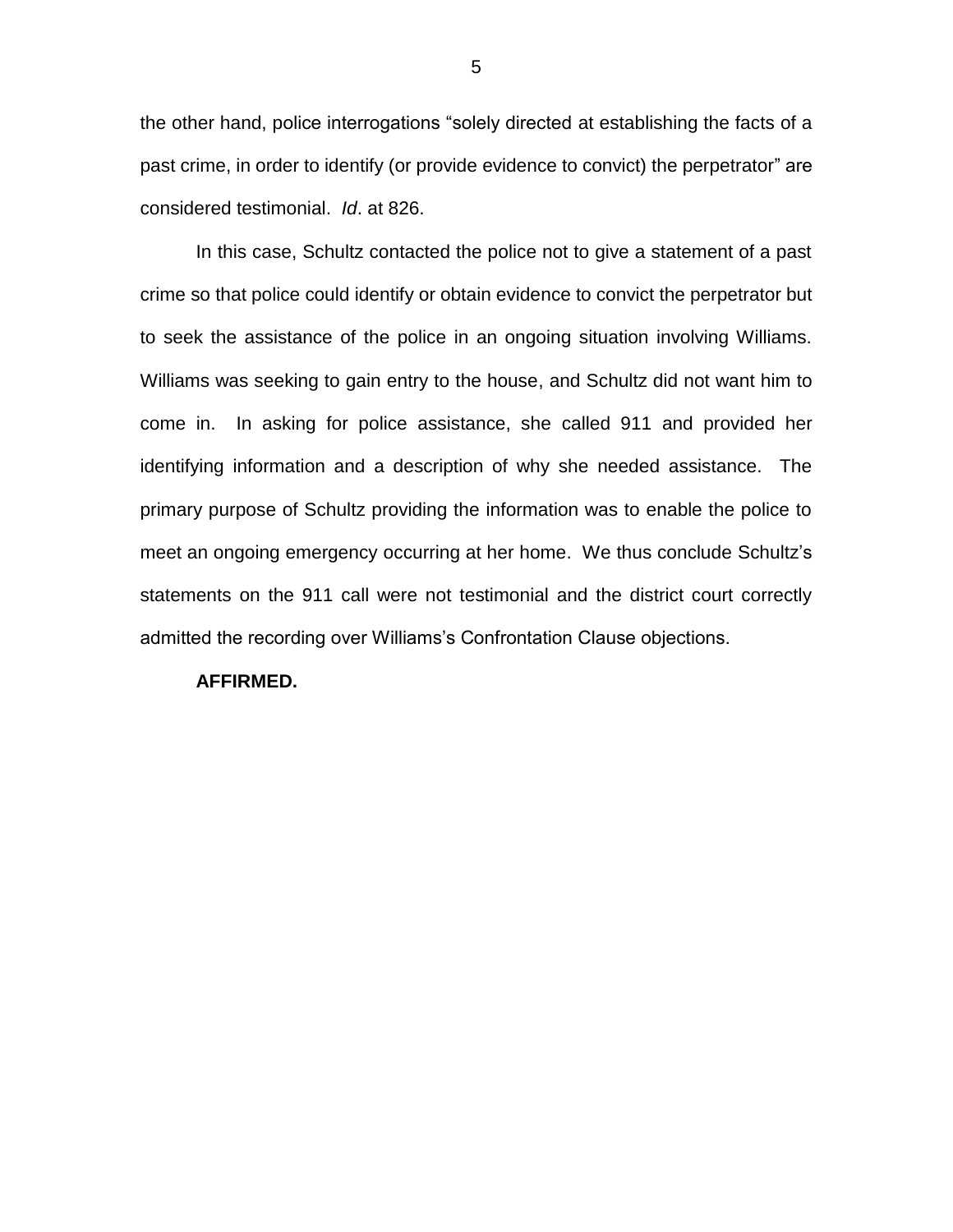the other hand, police interrogations "solely directed at establishing the facts of a past crime, in order to identify (or provide evidence to convict) the perpetrator" are considered testimonial. *Id*. at 826.

In this case, Schultz contacted the police not to give a statement of a past crime so that police could identify or obtain evidence to convict the perpetrator but to seek the assistance of the police in an ongoing situation involving Williams. Williams was seeking to gain entry to the house, and Schultz did not want him to come in. In asking for police assistance, she called 911 and provided her identifying information and a description of why she needed assistance. The primary purpose of Schultz providing the information was to enable the police to meet an ongoing emergency occurring at her home. We thus conclude Schultz's statements on the 911 call were not testimonial and the district court correctly admitted the recording over Williams's Confrontation Clause objections.

**AFFIRMED.**